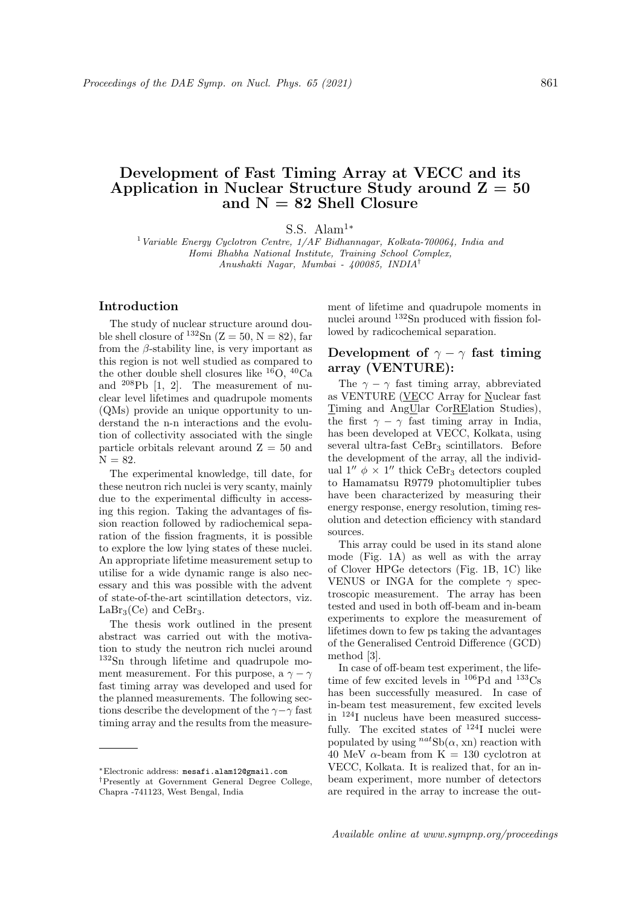# Development of Fast Timing Array at VECC and its Application in Nuclear Structure Study around Z = 50 and N = 82 Shell Closure

S.S. Alam[1]*

[1] *Variable Energy Cyclotron Centre, 1/AF Bidhannagar, Kolkata-700064, India and Homi Bhabha National Institute, Training School Complex, Anushakti Nagar, Mumbai - 400085, INDIA*†

## Introduction

The study of nuclear structure around double shell closure of $^{132}$Sn (Z = 50, N = 82), far from the $\beta$-stability line, is very important as this region is not well studied as compared to the other double shell closures like $^{16}$O, $^{40}$Ca and $^{208}$Pb [1, 2]. The measurement of nuclear level lifetimes and quadrupole moments (QMs) provide an unique opportunity to understand the n-n interactions and the evolution of collectivity associated with the single particle orbitals relevant around Z = 50 and N = 82.

The experimental knowledge, till date, for these neutron rich nuclei is very scanty, mainly due to the experimental difficulty in accessing this region. Taking the advantages of fission reaction followed by radiochemical separation of the fission fragments, it is possible to explore the low lying states of these nuclei. An appropriate lifetime measurement setup to utilise for a wide dynamic range is also necessary and this was possible with the advent of state-of-the-art scintillation detectors, viz. $LaBr_3$(Ce) and $CeBr_3$.

The thesis work outlined in the present abstract was carried out with the motivation to study the neutron rich nuclei around $^{132}$Sn through lifetime and quadrupole moment measurement. For this purpose, a $\gamma-\gamma$ fast timing array was developed and used for the planned measurements. The following sections describe the development of the $\gamma-\gamma$ fast timing array and the results from the measurement of lifetime and quadrupole moments in nuclei around $^{132}$Sn produced with fission followed by radicochemical separation.

## Development of $\gamma - \gamma$ fast timing array (VENTURE):

The $\gamma - \gamma$ fast timing array, abbreviated as VENTURE (VECC Array for Nuclear fast Timing and AngUlar CorREelation Studies), the first $\gamma - \gamma$ fast timing array in India, has been developed at VECC, Kolkata, using several ultra-fast $CeBr_3$ scintillators. Before the development of the array, all the individual 1″ $\phi$ × 1″ thick $CeBr_3$ detectors coupled to Hamamatsu R9779 photomultiplier tubes have been characterized by measuring their energy response, energy resolution, timing resolution and detection efficiency with standard sources.

This array could be used in its stand alone mode (Fig. 1A) as well as with the array of Clover HPGe detectors (Fig. 1B, 1C) like VENUS or INGA for the complete $\gamma$ spectroscopic measurement. The array has been tested and used in both off-beam and in-beam experiments to explore the measurement of lifetimes down to few ps taking the advantages of the Generalised Centroid Difference (GCD) method [3].

In case of off-beam test experiment, the lifetime of few excited levels in $^{106}$Pd and $^{133}$Cs has been successfully measured. In case of in-beam test measurement, few excited levels in $^{124}$I nucleus have been measured successfully. The excited states of $^{124}$I nuclei were populated by using $^{nat}$Sb($\alpha$, xn) reaction with 40 MeV $\alpha$-beam from K = 130 cyclotron at VECC, Kolkata. It is realized that, for an in-beam experiment, more number of detectors are required in the array to increase the out-

---

*Electronic address: mesafi.alam12@gmail.com

†Presently at Government General Degree College, Chapra -741123, West Bengal, India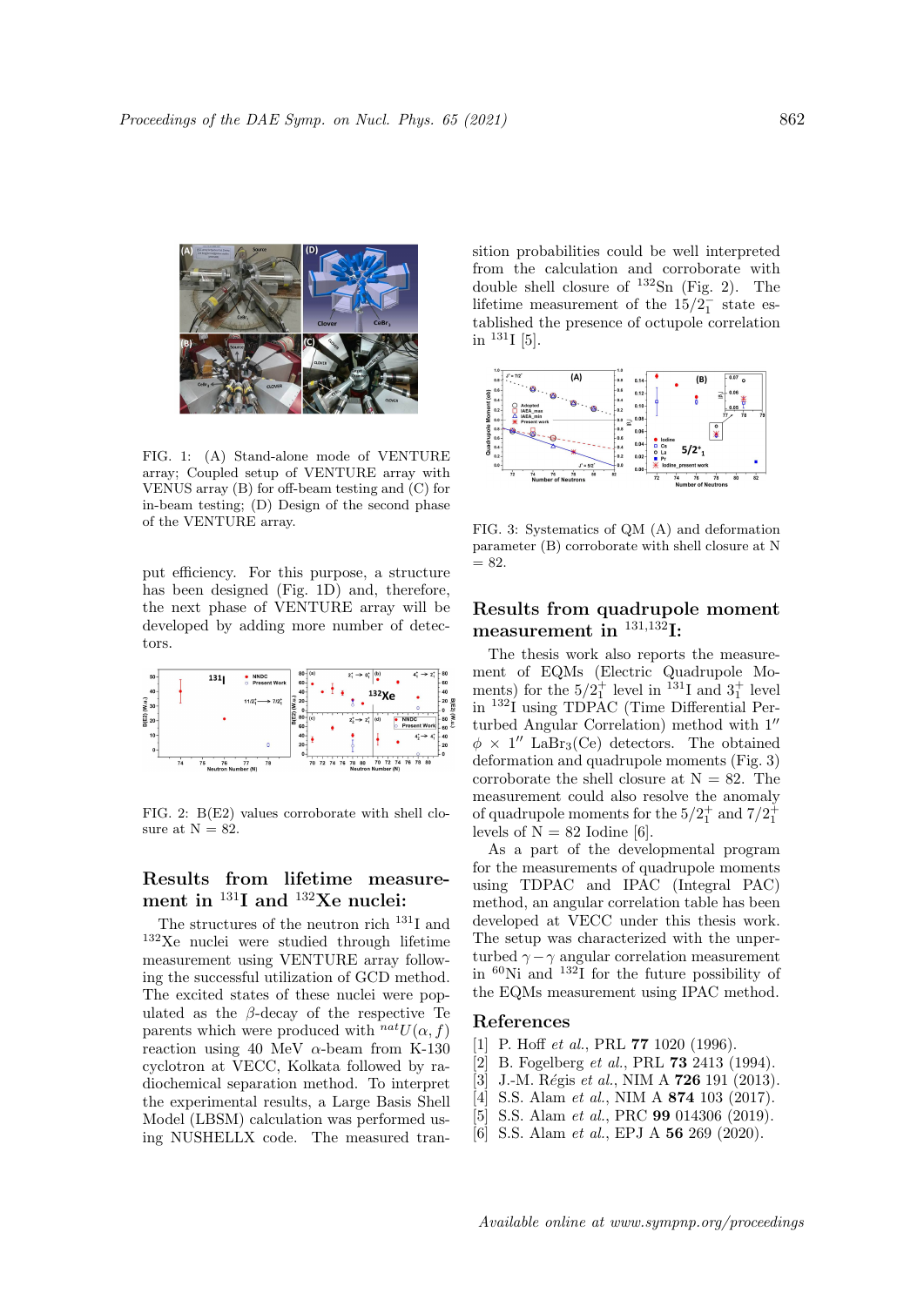FIG. 1: (A) Stand-alone mode of VENTURE array; Coupled setup of VENTURE array with VENUS array (B) for off-beam testing and (C) for in-beam testing; (D) Design of the second phase of the VENTURE array.

put efficiency. For this purpose, a structure has been designed (Fig. 1D) and, therefore, the next phase of VENTURE array will be developed by adding more number of detectors.

FIG. 2: B(E2) values corroborate with shell closure at N = 82.

## Results from lifetime measurement in $^{131}$I and $^{132}$Xe nuclei:

The structures of the neutron rich $^{131}$I and $^{132}$Xe nuclei were studied through lifetime measurement using VENTURE array following the successful utilization of GCD method. The excited states of these nuclei were populated as the $\beta$-decay of the respective Te parents which were produced with $^{nat}U(\alpha, f)$ reaction using 40 MeV $\alpha$-beam from K-130 cyclotron at VECC, Kolkata followed by radiochemical separation method. To interpret the experimental results, a Large Basis Shell Model (LBSM) calculation was performed using NUSHELLX code. The measured transition probabilities could be well interpreted from the calculation and corroborate with double shell closure of $^{132}$Sn (Fig. 2). The lifetime measurement of the $15/2^-_1$ state established the presence of octupole correlation in $^{131}$I [5].

FIG. 3: Systematics of QM (A) and deformation parameter (B) corroborate with shell closure at N = 82.

## Results from quadrupole moment measurement in $^{131,132}$I:

The thesis work also reports the measurement of EQMs (Electric Quadrupole Moments) for the $5/2^+_1$ level in $^{131}$I and $3^+_1$ level in $^{132}$I using TDPAC (Time Differential Perturbed Angular Correlation) method with 1″ $\phi$ × 1″ LaBr$_3$(Ce) detectors. The obtained deformation and quadrupole moments (Fig. 3) corroborate the shell closure at N = 82. The measurement could also resolve the anomaly of quadrupole moments for the $5/2^+_1$ and $7/2^+_1$ levels of N = 82 Iodine [6].

As a part of the developmental program for the measurements of quadrupole moments using TDPAC and IPAC (Integral PAC) method, an angular correlation table has been developed at VECC under this thesis work. The setup was characterized with the unperturbed $\gamma - \gamma$ angular correlation measurement in $^{60}$Ni and $^{132}$I for the future possibility of the EQMs measurement using IPAC method.

## References

[1] P. Hoff *et al.*, PRL **77** 1020 (1996).
[2] B. Fogelberg *et al.*, PRL **73** 2413 (1994).
[3] J.-M. Régis *et al.*, NIM A **726** 191 (2013).
[4] S.S. Alam *et al.*, NIM A **874** 103 (2017).
[5] S.S. Alam *et al.*, PRC **99** 014306 (2019).
[6] S.S. Alam *et al.*, EPJ A **56** 269 (2020).